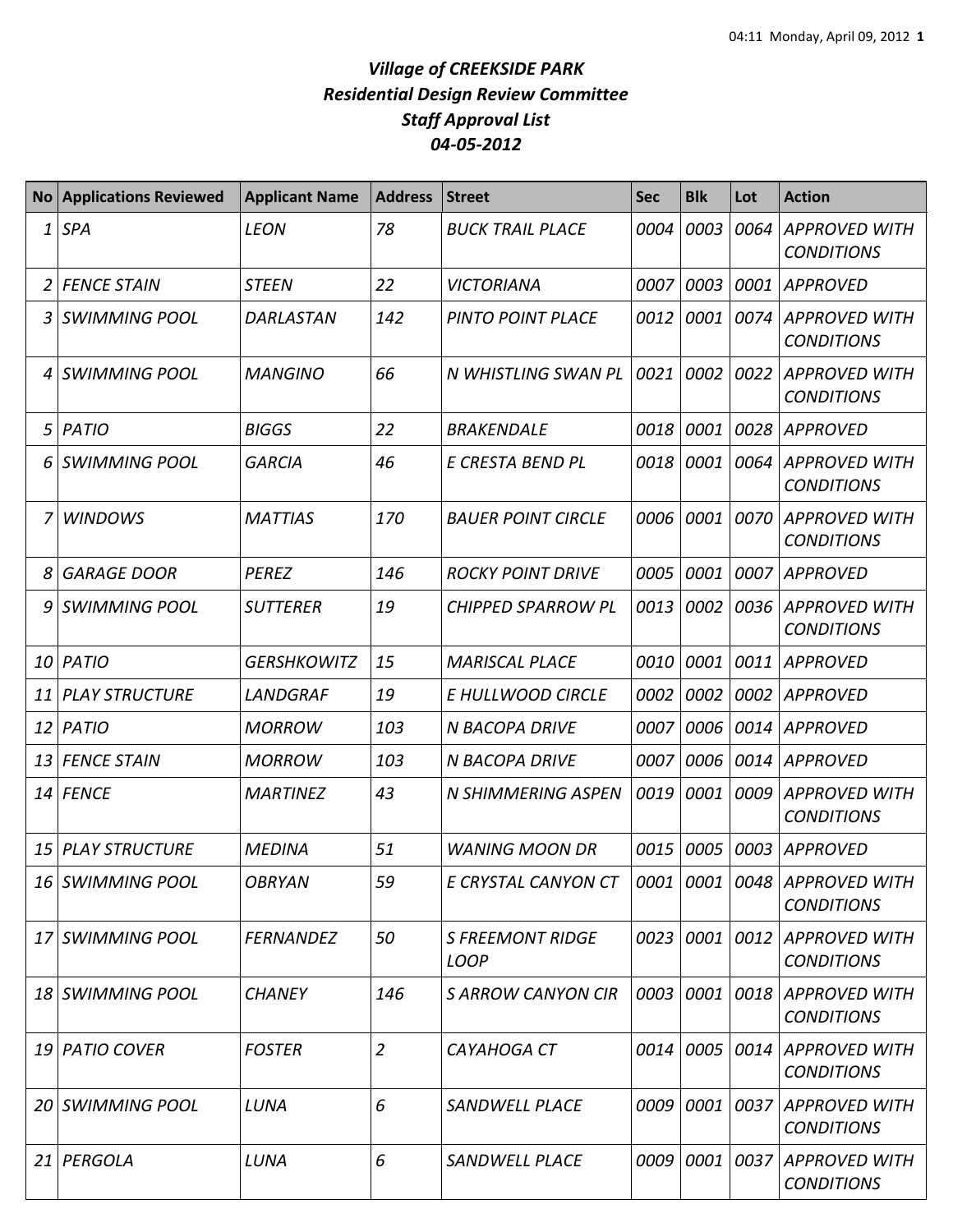# *Village of CREEKSIDE PARK*
## *Residential Design Review Committee*
## *Staff Approval List*
## *04-05-2012*

| No | Applications Reviewed | Applicant Name | Address | Street | Sec | Blk | Lot | Action |
|---|---|---|---|---|---|---|---|---|
| *1* | *SPA* | *LEON* | *78* | *BUCK TRAIL PLACE* | *0004* | *0003* | *0064* | *APPROVED WITH CONDITIONS* |
| *2* | *FENCE STAIN* | *STEEN* | *22* | *VICTORIANA* | *0007* | *0003* | *0001* | *APPROVED* |
| *3* | *SWIMMING POOL* | *DARLASTAN* | *142* | *PINTO POINT PLACE* | *0012* | *0001* | *0074* | *APPROVED WITH CONDITIONS* |
| *4* | *SWIMMING POOL* | *MANGINO* | *66* | *N WHISTLING SWAN PL* | *0021* | *0002* | *0022* | *APPROVED WITH CONDITIONS* |
| *5* | *PATIO* | *BIGGS* | *22* | *BRAKENDALE* | *0018* | *0001* | *0028* | *APPROVED* |
| *6* | *SWIMMING POOL* | *GARCIA* | *46* | *E CRESTA BEND PL* | *0018* | *0001* | *0064* | *APPROVED WITH CONDITIONS* |
| *7* | *WINDOWS* | *MATTIAS* | *170* | *BAUER POINT CIRCLE* | *0006* | *0001* | *0070* | *APPROVED WITH CONDITIONS* |
| *8* | *GARAGE DOOR* | *PEREZ* | *146* | *ROCKY POINT DRIVE* | *0005* | *0001* | *0007* | *APPROVED* |
| *9* | *SWIMMING POOL* | *SUTTERER* | *19* | *CHIPPED SPARROW PL* | *0013* | *0002* | *0036* | *APPROVED WITH CONDITIONS* |
| *10* | *PATIO* | *GERSHKOWITZ* | *15* | *MARISCAL PLACE* | *0010* | *0001* | *0011* | *APPROVED* |
| *11* | *PLAY STRUCTURE* | *LANDGRAF* | *19* | *E HULLWOOD CIRCLE* | *0002* | *0002* | *0002* | *APPROVED* |
| *12* | *PATIO* | *MORROW* | *103* | *N BACOPA DRIVE* | *0007* | *0006* | *0014* | *APPROVED* |
| *13* | *FENCE STAIN* | *MORROW* | *103* | *N BACOPA DRIVE* | *0007* | *0006* | *0014* | *APPROVED* |
| *14* | *FENCE* | *MARTINEZ* | *43* | *N SHIMMERING ASPEN* | *0019* | *0001* | *0009* | *APPROVED WITH CONDITIONS* |
| *15* | *PLAY STRUCTURE* | *MEDINA* | *51* | *WANING MOON DR* | *0015* | *0005* | *0003* | *APPROVED* |
| *16* | *SWIMMING POOL* | *OBRYAN* | *59* | *E CRYSTAL CANYON CT* | *0001* | *0001* | *0048* | *APPROVED WITH CONDITIONS* |
| *17* | *SWIMMING POOL* | *FERNANDEZ* | *50* | *S FREEMONT RIDGE LOOP* | *0023* | *0001* | *0012* | *APPROVED WITH CONDITIONS* |
| *18* | *SWIMMING POOL* | *CHANEY* | *146* | *S ARROW CANYON CIR* | *0003* | *0001* | *0018* | *APPROVED WITH CONDITIONS* |
| *19* | *PATIO COVER* | *FOSTER* | *2* | *CAYAHOGA CT* | *0014* | *0005* | *0014* | *APPROVED WITH CONDITIONS* |
| *20* | *SWIMMING POOL* | *LUNA* | *6* | *SANDWELL PLACE* | *0009* | *0001* | *0037* | *APPROVED WITH CONDITIONS* |
| *21* | *PERGOLA* | *LUNA* | *6* | *SANDWELL PLACE* | *0009* | *0001* | *0037* | *APPROVED WITH CONDITIONS* |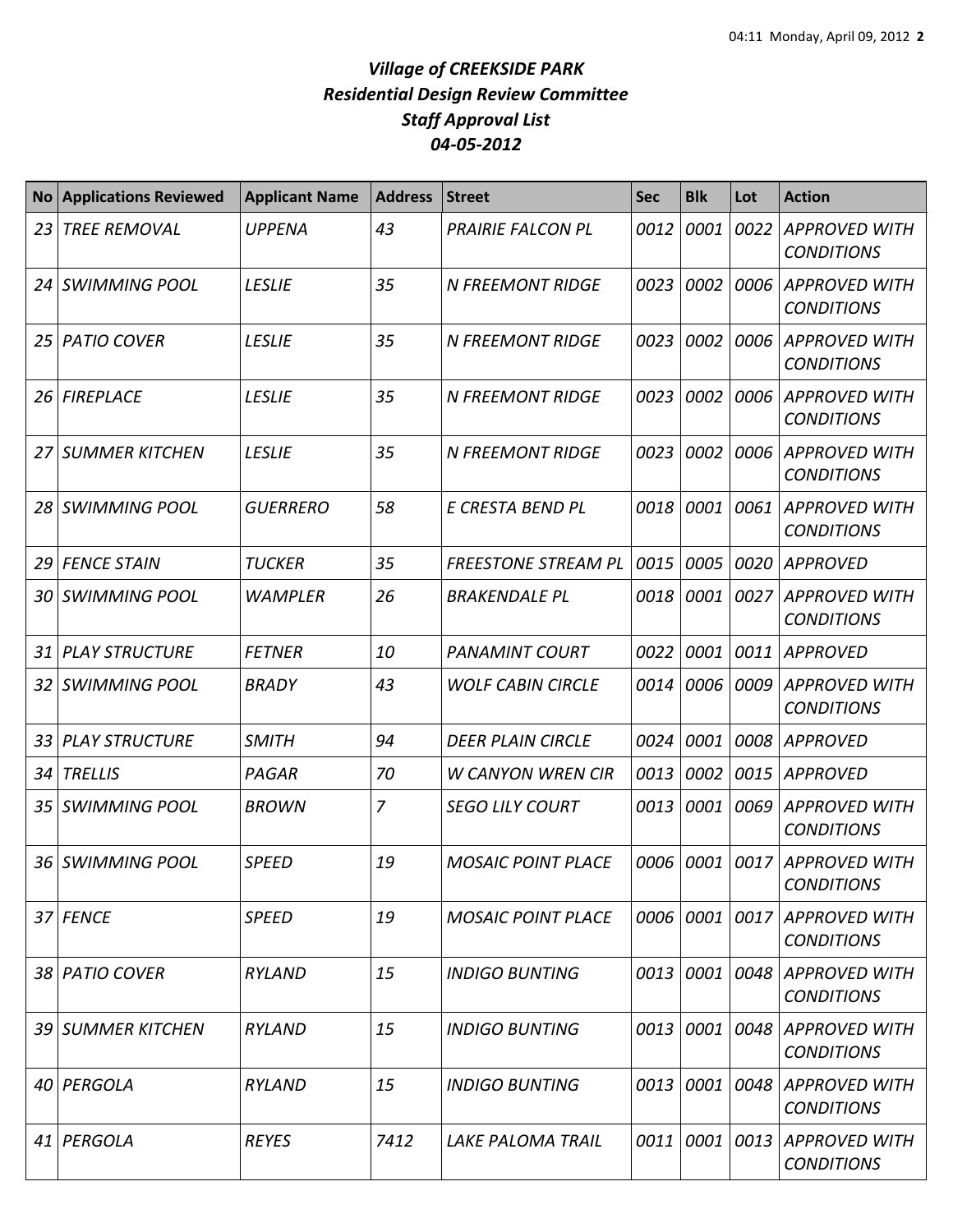# *Village of CREEKSIDE PARK*
## *Residential Design Review Committee*
## *Staff Approval List*
## *04-05-2012*

| No | Applications Reviewed | Applicant Name | Address | Street | Sec | Blk | Lot | Action |
|---|---|---|---|---|---|---|---|---|
| 23 | TREE REMOVAL | UPPENA | 43 | PRAIRIE FALCON PL | 0012 | 0001 | 0022 | APPROVED WITH CONDITIONS |
| 24 | SWIMMING POOL | LESLIE | 35 | N FREEMONT RIDGE | 0023 | 0002 | 0006 | APPROVED WITH CONDITIONS |
| 25 | PATIO COVER | LESLIE | 35 | N FREEMONT RIDGE | 0023 | 0002 | 0006 | APPROVED WITH CONDITIONS |
| 26 | FIREPLACE | LESLIE | 35 | N FREEMONT RIDGE | 0023 | 0002 | 0006 | APPROVED WITH CONDITIONS |
| 27 | SUMMER KITCHEN | LESLIE | 35 | N FREEMONT RIDGE | 0023 | 0002 | 0006 | APPROVED WITH CONDITIONS |
| 28 | SWIMMING POOL | GUERRERO | 58 | E CRESTA BEND PL | 0018 | 0001 | 0061 | APPROVED WITH CONDITIONS |
| 29 | FENCE STAIN | TUCKER | 35 | FREESTONE STREAM PL | 0015 | 0005 | 0020 | APPROVED |
| 30 | SWIMMING POOL | WAMPLER | 26 | BRAKENDALE PL | 0018 | 0001 | 0027 | APPROVED WITH CONDITIONS |
| 31 | PLAY STRUCTURE | FETNER | 10 | PANAMINT COURT | 0022 | 0001 | 0011 | APPROVED |
| 32 | SWIMMING POOL | BRADY | 43 | WOLF CABIN CIRCLE | 0014 | 0006 | 0009 | APPROVED WITH CONDITIONS |
| 33 | PLAY STRUCTURE | SMITH | 94 | DEER PLAIN CIRCLE | 0024 | 0001 | 0008 | APPROVED |
| 34 | TRELLIS | PAGAR | 70 | W CANYON WREN CIR | 0013 | 0002 | 0015 | APPROVED |
| 35 | SWIMMING POOL | BROWN | 7 | SEGO LILY COURT | 0013 | 0001 | 0069 | APPROVED WITH CONDITIONS |
| 36 | SWIMMING POOL | SPEED | 19 | MOSAIC POINT PLACE | 0006 | 0001 | 0017 | APPROVED WITH CONDITIONS |
| 37 | FENCE | SPEED | 19 | MOSAIC POINT PLACE | 0006 | 0001 | 0017 | APPROVED WITH CONDITIONS |
| 38 | PATIO COVER | RYLAND | 15 | INDIGO BUNTING | 0013 | 0001 | 0048 | APPROVED WITH CONDITIONS |
| 39 | SUMMER KITCHEN | RYLAND | 15 | INDIGO BUNTING | 0013 | 0001 | 0048 | APPROVED WITH CONDITIONS |
| 40 | PERGOLA | RYLAND | 15 | INDIGO BUNTING | 0013 | 0001 | 0048 | APPROVED WITH CONDITIONS |
| 41 | PERGOLA | REYES | 7412 | LAKE PALOMA TRAIL | 0011 | 0001 | 0013 | APPROVED WITH CONDITIONS |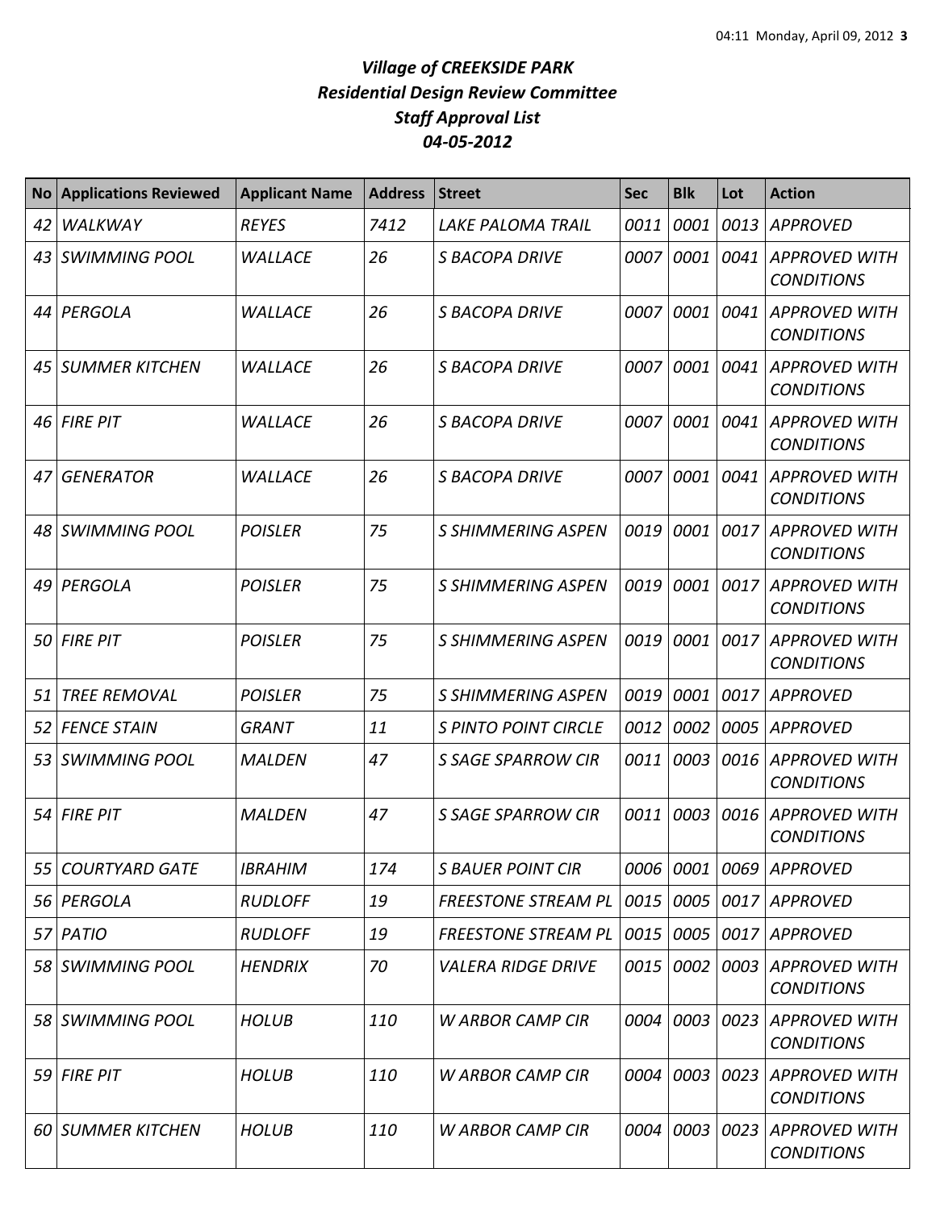# *Village of CREEKSIDE PARK*
## *Residential Design Review Committee*
## *Staff Approval List*
## *04-05-2012*

| No | Applications Reviewed | Applicant Name | Address | Street | Sec | Blk | Lot | Action |
|---|---|---|---|---|---|---|---|---|
| 42 | WALKWAY | REYES | 7412 | LAKE PALOMA TRAIL | 0011 | 0001 | 0013 | APPROVED |
| 43 | SWIMMING POOL | WALLACE | 26 | S BACOPA DRIVE | 0007 | 0001 | 0041 | APPROVED WITH CONDITIONS |
| 44 | PERGOLA | WALLACE | 26 | S BACOPA DRIVE | 0007 | 0001 | 0041 | APPROVED WITH CONDITIONS |
| 45 | SUMMER KITCHEN | WALLACE | 26 | S BACOPA DRIVE | 0007 | 0001 | 0041 | APPROVED WITH CONDITIONS |
| 46 | FIRE PIT | WALLACE | 26 | S BACOPA DRIVE | 0007 | 0001 | 0041 | APPROVED WITH CONDITIONS |
| 47 | GENERATOR | WALLACE | 26 | S BACOPA DRIVE | 0007 | 0001 | 0041 | APPROVED WITH CONDITIONS |
| 48 | SWIMMING POOL | POISLER | 75 | S SHIMMERING ASPEN | 0019 | 0001 | 0017 | APPROVED WITH CONDITIONS |
| 49 | PERGOLA | POISLER | 75 | S SHIMMERING ASPEN | 0019 | 0001 | 0017 | APPROVED WITH CONDITIONS |
| 50 | FIRE PIT | POISLER | 75 | S SHIMMERING ASPEN | 0019 | 0001 | 0017 | APPROVED WITH CONDITIONS |
| 51 | TREE REMOVAL | POISLER | 75 | S SHIMMERING ASPEN | 0019 | 0001 | 0017 | APPROVED |
| 52 | FENCE STAIN | GRANT | 11 | S PINTO POINT CIRCLE | 0012 | 0002 | 0005 | APPROVED |
| 53 | SWIMMING POOL | MALDEN | 47 | S SAGE SPARROW CIR | 0011 | 0003 | 0016 | APPROVED WITH CONDITIONS |
| 54 | FIRE PIT | MALDEN | 47 | S SAGE SPARROW CIR | 0011 | 0003 | 0016 | APPROVED WITH CONDITIONS |
| 55 | COURTYARD GATE | IBRAHIM | 174 | S BAUER POINT CIR | 0006 | 0001 | 0069 | APPROVED |
| 56 | PERGOLA | RUDLOFF | 19 | FREESTONE STREAM PL | 0015 | 0005 | 0017 | APPROVED |
| 57 | PATIO | RUDLOFF | 19 | FREESTONE STREAM PL | 0015 | 0005 | 0017 | APPROVED |
| 58 | SWIMMING POOL | HENDRIX | 70 | VALERA RIDGE DRIVE | 0015 | 0002 | 0003 | APPROVED WITH CONDITIONS |
| 58 | SWIMMING POOL | HOLUB | 110 | W ARBOR CAMP CIR | 0004 | 0003 | 0023 | APPROVED WITH CONDITIONS |
| 59 | FIRE PIT | HOLUB | 110 | W ARBOR CAMP CIR | 0004 | 0003 | 0023 | APPROVED WITH CONDITIONS |
| 60 | SUMMER KITCHEN | HOLUB | 110 | W ARBOR CAMP CIR | 0004 | 0003 | 0023 | APPROVED WITH CONDITIONS |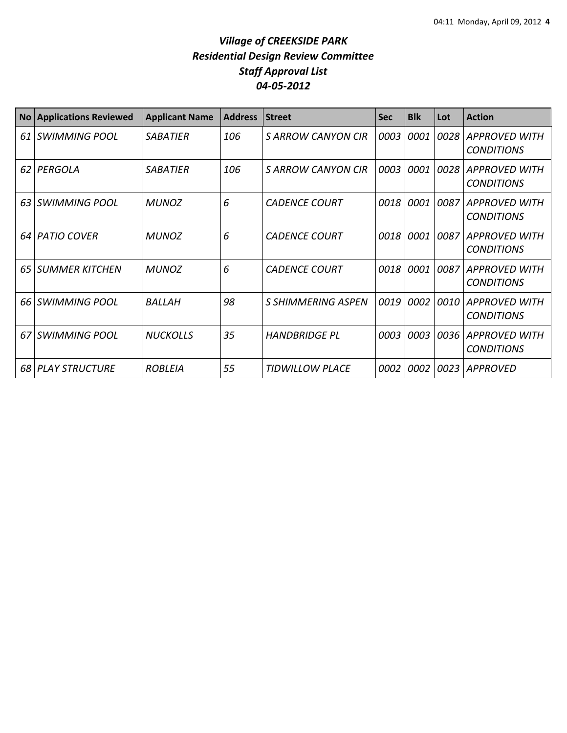# *Village of CREEKSIDE PARK*
## *Residential Design Review Committee*
## *Staff Approval List*
## *04-05-2012*

| No | Applications Reviewed | Applicant Name | Address | Street | Sec | Blk | Lot | Action |
|---|---|---|---|---|---|---|---|---|
| *61* | *SWIMMING POOL* | *SABATIER* | *106* | *S ARROW CANYON CIR* | *0003* | *0001* | *0028* | *APPROVED WITH CONDITIONS* |
| *62* | *PERGOLA* | *SABATIER* | *106* | *S ARROW CANYON CIR* | *0003* | *0001* | *0028* | *APPROVED WITH CONDITIONS* |
| *63* | *SWIMMING POOL* | *MUNOZ* | *6* | *CADENCE COURT* | *0018* | *0001* | *0087* | *APPROVED WITH CONDITIONS* |
| *64* | *PATIO COVER* | *MUNOZ* | *6* | *CADENCE COURT* | *0018* | *0001* | *0087* | *APPROVED WITH CONDITIONS* |
| *65* | *SUMMER KITCHEN* | *MUNOZ* | *6* | *CADENCE COURT* | *0018* | *0001* | *0087* | *APPROVED WITH CONDITIONS* |
| *66* | *SWIMMING POOL* | *BALLAH* | *98* | *S SHIMMERING ASPEN* | *0019* | *0002* | *0010* | *APPROVED WITH CONDITIONS* |
| *67* | *SWIMMING POOL* | *NUCKOLLS* | *35* | *HANDBRIDGE PL* | *0003* | *0003* | *0036* | *APPROVED WITH CONDITIONS* |
| *68* | *PLAY STRUCTURE* | *ROBLEIA* | *55* | *TIDWILLOW PLACE* | *0002* | *0002* | *0023* | *APPROVED* |